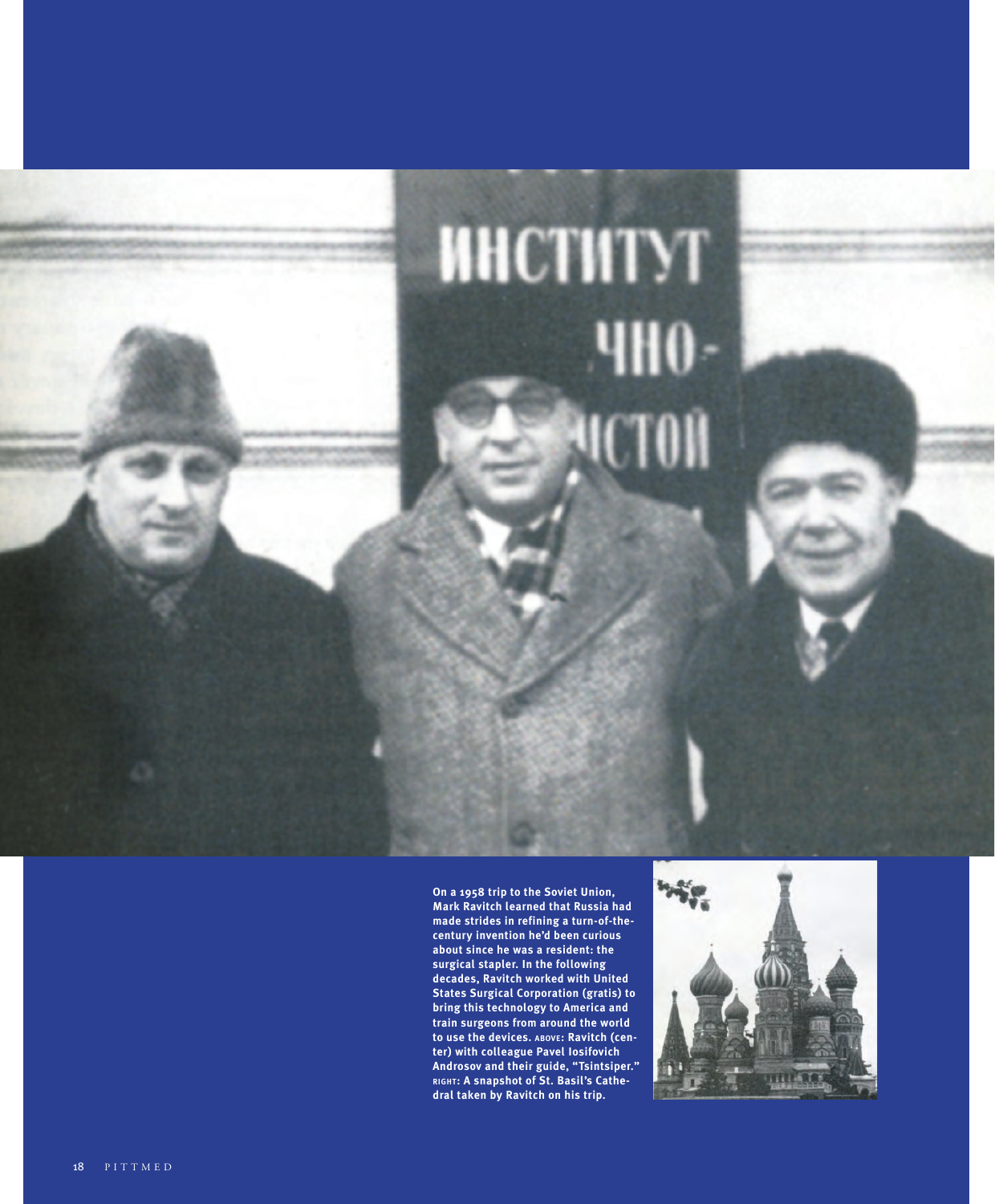On a 1958 trip to the Soviet Union, Mark Ravitch learned that Russia had made strides in refining a turn-of-the-century invention he'd been curious about since he was a resident: the surgical stapler. In the following decades, Ravitch worked with United States Surgical Corporation (gratis) to bring this technology to America and train surgeons from around the world to use the devices. ABOVE: Ravitch (center) with colleague Pavel Iosifovich Androsov and their guide, "Tsintsiper." RIGHT: A snapshot of St. Basil's Cathedral taken by Ravitch on his trip.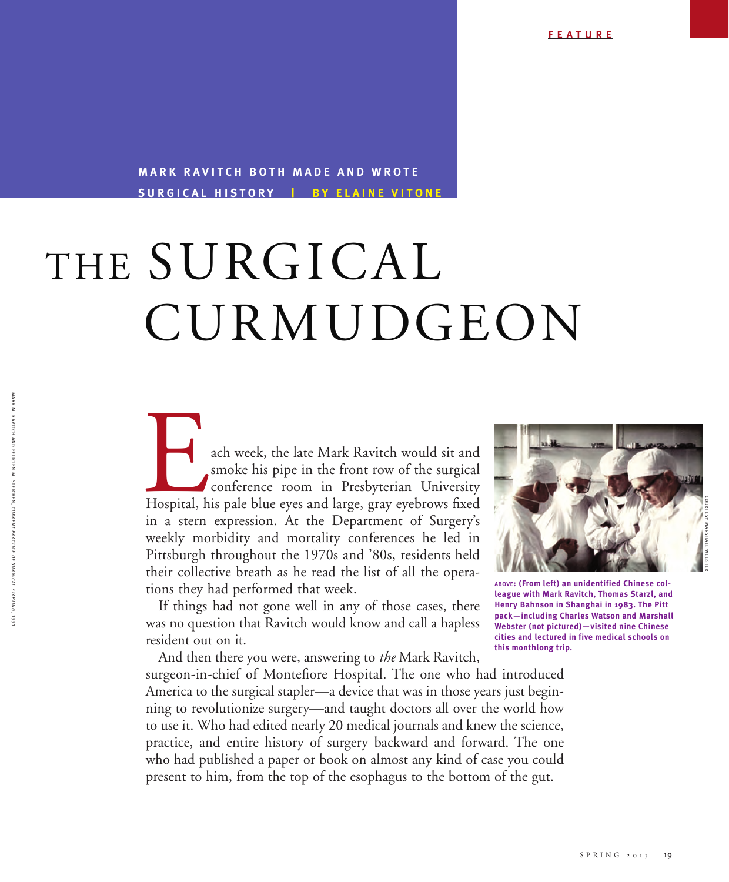FEATURE

**MARK RAVITCH BOTH MADE AND WROTE SURGICAL HISTORY | BY ELAINE VITONE**

# THE SURGICAL CURMUDGEON

Each week, the late Mark Ravitch would sit and smoke his pipe in the front row of the surgical conference room in Presbyterian University Hospital, his pale blue eyes and large, gray eyebrows fixed in a stern expression. At the Department of Surgery's weekly morbidity and mortality conferences he led in Pittsburgh throughout the 1970s and '80s, residents held their collective breath as he read the list of all the operations they had performed that week.

If things had not gone well in any of those cases, there was no question that Ravitch would know and call a hapless resident out on it.

And then there you were, answering to *the* Mark Ravitch, surgeon-in-chief of Montefiore Hospital. The one who had introduced America to the surgical stapler—a device that was in those years just beginning to revolutionize surgery—and taught doctors all over the world how to use it. Who had edited nearly 20 medical journals and knew the science, practice, and entire history of surgery backward and forward. The one who had published a paper or book on almost any kind of case you could present to him, from the top of the esophagus to the bottom of the gut.

**ABOVE: (From left) an unidentified Chinese colleague with Mark Ravitch, Thomas Starzl, and Henry Bahnson in Shanghai in 1983. The Pitt pack—including Charles Watson and Marshall Webster (not pictured)—visited nine Chinese cities and lectured in five medical schools on this monthlong trip.**

COURTESY MARSHALL WEBSTER

MARK M. RAVITCH AND FELICIEN M. STEICHEN, *CURRENT PRACTICE OF SURGICAL STAPLING*, 1991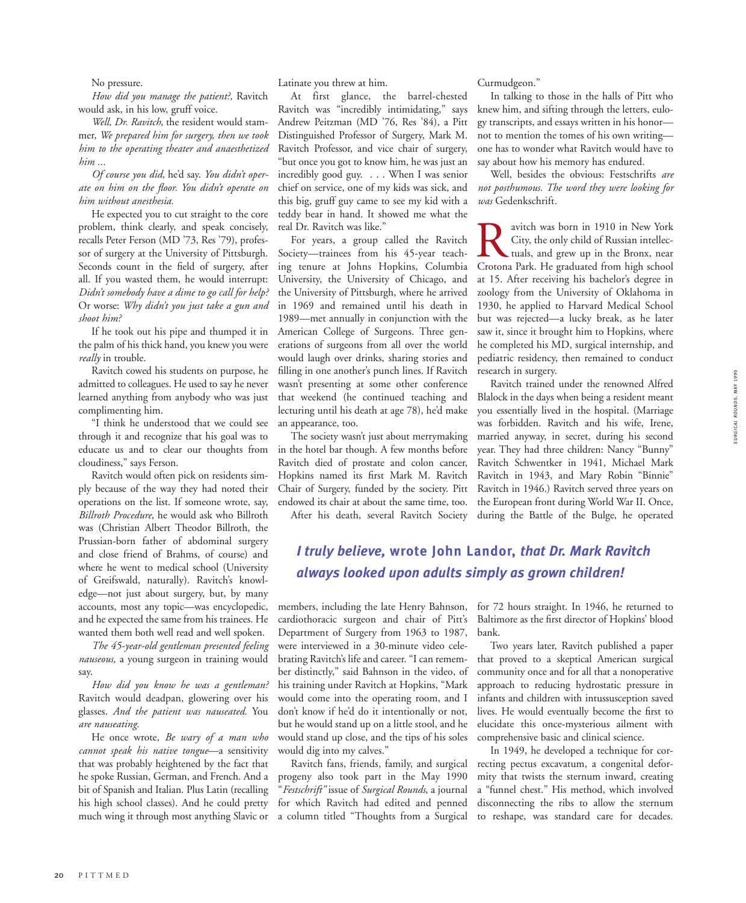No pressure.

*How did you manage the patient?,* Ravitch would ask, in his low, gruff voice.

*Well, Dr. Ravitch*, the resident would stammer, *We prepared him for surgery, then we took him to the operating theater and anaesthetized him ...*

*Of course you did,* he'd say. *You didn't operate on him on the floor. You didn't operate on him without anesthesia.*

He expected you to cut straight to the core problem, think clearly, and speak concisely, recalls Peter Ferson (MD '73, Res '79), professor of surgery at the University of Pittsburgh. Seconds count in the field of surgery, after all. If you wasted them, he would interrupt: *Didn't somebody have a dime to go call for help?* Or worse: *Why didn't you just take a gun and shoot him?*

If he took out his pipe and thumped it in the palm of his thick hand, you knew you were *really* in trouble.

Ravitch cowed his students on purpose, he admitted to colleagues. He used to say he never learned anything from anybody who was just complimenting him.

"I think he understood that we could see through it and recognize that his goal was to educate us and to clear our thoughts from cloudiness," says Ferson.

Ravitch would often pick on residents simply because of the way they had noted their operations on the list. If someone wrote, say, *Billroth Procedure*, he would ask who Billroth was (Christian Albert Theodor Billroth, the Prussian-born father of abdominal surgery and close friend of Brahms, of course) and where he went to medical school (University of Greifswald, naturally). Ravitch's knowledge—not just about surgery, but, by many accounts, most any topic—was encyclopedic, and he expected the same from his trainees. He wanted them both well read and well spoken.

*The 45-year-old gentleman presented feeling nauseous,* a young surgeon in training would say.

*How did you know he was a gentleman?* Ravitch would deadpan, glowering over his glasses. *And the patient was nauseated.* You *are nauseating.*

He once wrote, *Be wary of a man who cannot speak his native tongue*—a sensitivity that was probably heightened by the fact that he spoke Russian, German, and French. And a bit of Spanish and Italian. Plus Latin (recalling his high school classes). And he could pretty much wing it through most anything Slavic or Latinate you threw at him.

At first glance, the barrel-chested Ravitch was "incredibly intimidating," says Andrew Peitzman (MD '76, Res '84), a Pitt Distinguished Professor of Surgery, Mark M. Ravitch Professor, and vice chair of surgery, "but once you got to know him, he was just an incredibly good guy. . . . When I was senior chief on service, one of my kids was sick, and this big, gruff guy came to see my kid with a teddy bear in hand. It showed me what the real Dr. Ravitch was like."

For years, a group called the Ravitch Society—trainees from his 45-year teaching tenure at Johns Hopkins, Columbia University, the University of Chicago, and the University of Pittsburgh, where he arrived in 1969 and remained until his death in 1989—met annually in conjunction with the American College of Surgeons. Three generations of surgeons from all over the world would laugh over drinks, sharing stories and filling in one another's punch lines. If Ravitch wasn't presenting at some other conference that weekend (he continued teaching and lecturing until his death at age 78), he'd make an appearance, too.

The society wasn't just about merrymaking in the hotel bar though. A few months before Ravitch died of prostate and colon cancer, Hopkins named its first Mark M. Ravitch Chair of Surgery, funded by the society. Pitt endowed its chair at about the same time, too.

After his death, several Ravitch Society members, including the late Henry Bahnson, cardiothoracic surgeon and chair of Pitt's Department of Surgery from 1963 to 1987, were interviewed in a 30-minute video celebrating Ravitch's life and career. "I can remember distinctly," said Bahnson in the video, of his training under Ravitch at Hopkins, "Mark would come into the operating room, and I don't know if he'd do it intentionally or not, but he would stand up on a little stool, and he would stand up close, and the tips of his soles would dig into my calves."

Ravitch fans, friends, family, and surgical progeny also took part in the May 1990 "*Festschrift*" issue of *Surgical Rounds*, a journal for which Ravitch had edited and penned a column titled "Thoughts from a Surgical Curmudgeon."

In talking to those in the halls of Pitt who knew him, and sifting through the letters, eulogy transcripts, and essays written in his honor—not to mention the tomes of his own writing—one has to wonder what Ravitch would have to say about how his memory has endured.

Well, besides the obvious: Festschrifts *are not posthumous. The word they were looking for was* Gedenkschrift.

Ravitch was born in 1910 in New York City, the only child of Russian intellectuals, and grew up in the Bronx, near Crotona Park. He graduated from high school at 15. After receiving his bachelor's degree in zoology from the University of Oklahoma in 1930, he applied to Harvard Medical School but was rejected—a lucky break, as he later saw it, since it brought him to Hopkins, where he completed his MD, surgical internship, and pediatric residency, then remained to conduct research in surgery.

Ravitch trained under the renowned Alfred Blalock in the days when being a resident meant you essentially lived in the hospital. (Marriage was forbidden. Ravitch and his wife, Irene, married anyway, in secret, during his second year. They had three children: Nancy "Bunny" Ravitch Schwentker in 1941, Michael Mark Ravitch in 1943, and Mary Robin "Binnie" Ravitch in 1946.) Ravitch served three years on the European front during World War II. Once, during the Battle of the Bulge, he operated for 72 hours straight. In 1946, he returned to Baltimore as the first director of Hopkins' blood bank.

Two years later, Ravitch published a paper that proved to a skeptical American surgical community once and for all that a nonoperative approach to reducing hydrostatic pressure in infants and children with intussusception saved lives. He would eventually become the first to elucidate this once-mysterious ailment with comprehensive basic and clinical science.

In 1949, he developed a technique for correcting pectus excavatum, a congenital deformity that twists the sternum inward, creating a "funnel chest." His method, which involved disconnecting the ribs to allow the sternum to reshape, was standard care for decades.

***I truly believe,* wrote John Landor, *that Dr. Mark Ravitch always looked upon adults simply as grown children!***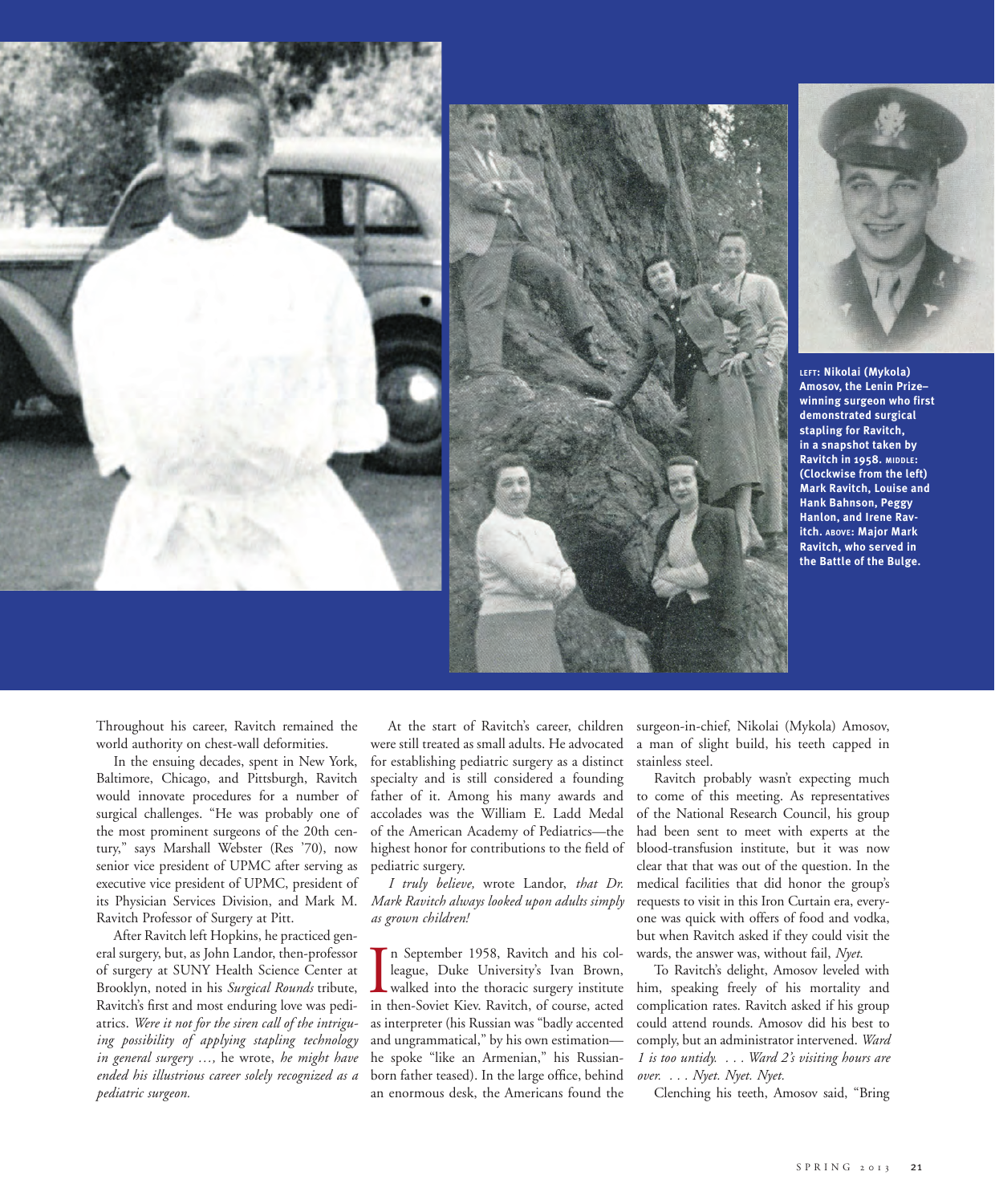**LEFT: Nikolai (Mykola) Amosov, the Lenin Prize–winning surgeon who first demonstrated surgical stapling for Ravitch, in a snapshot taken by Ravitch in 1958. MIDDLE: (Clockwise from the left) Mark Ravitch, Louise and Hank Bahnson, Peggy Hanlon, and Irene Ravitch. ABOVE: Major Mark Ravitch, who served in the Battle of the Bulge.**

Throughout his career, Ravitch remained the world authority on chest-wall deformities.

In the ensuing decades, spent in New York, Baltimore, Chicago, and Pittsburgh, Ravitch would innovate procedures for a number of surgical challenges. "He was probably one of the most prominent surgeons of the 20th century," says Marshall Webster (Res '70), now senior vice president of UPMC after serving as executive vice president of UPMC, president of its Physician Services Division, and Mark M. Ravitch Professor of Surgery at Pitt.

After Ravitch left Hopkins, he practiced general surgery, but, as John Landor, then-professor of surgery at SUNY Health Science Center at Brooklyn, noted in his *Surgical Rounds* tribute, Ravitch's first and most enduring love was pediatrics. *Were it not for the siren call of the intriguing possibility of applying stapling technology in general surgery …,* he wrote, *he might have ended his illustrious career solely recognized as a pediatric surgeon.*

At the start of Ravitch's career, children were still treated as small adults. He advocated for establishing pediatric surgery as a distinct specialty and is still considered a founding father of it. Among his many awards and accolades was the William E. Ladd Medal of the American Academy of Pediatrics—the highest honor for contributions to the field of pediatric surgery.

*I truly believe,* wrote Landor, *that Dr. Mark Ravitch always looked upon adults simply as grown children!*

In September 1958, Ravitch and his colleague, Duke University's Ivan Brown, walked into the thoracic surgery institute in then-Soviet Kiev. Ravitch, of course, acted as interpreter (his Russian was "badly accented and ungrammatical," by his own estimation—he spoke "like an Armenian," his Russian-born father teased). In the large office, behind an enormous desk, the Americans found the surgeon-in-chief, Nikolai (Mykola) Amosov, a man of slight build, his teeth capped in stainless steel.

Ravitch probably wasn't expecting much to come of this meeting. As representatives of the National Research Council, his group had been sent to meet with experts at the blood-transfusion institute, but it was now clear that that was out of the question. In the medical facilities that did honor the group's requests to visit in this Iron Curtain era, everyone was quick with offers of food and vodka, but when Ravitch asked if they could visit the wards, the answer was, without fail, *Nyet.*

To Ravitch's delight, Amosov leveled with him, speaking freely of his mortality and complication rates. Ravitch asked if his group could attend rounds. Amosov did his best to comply, but an administrator intervened. *Ward 1 is too untidy. . . . Ward 2's visiting hours are over. . . . Nyet. Nyet. Nyet.*

Clenching his teeth, Amosov said, "Bring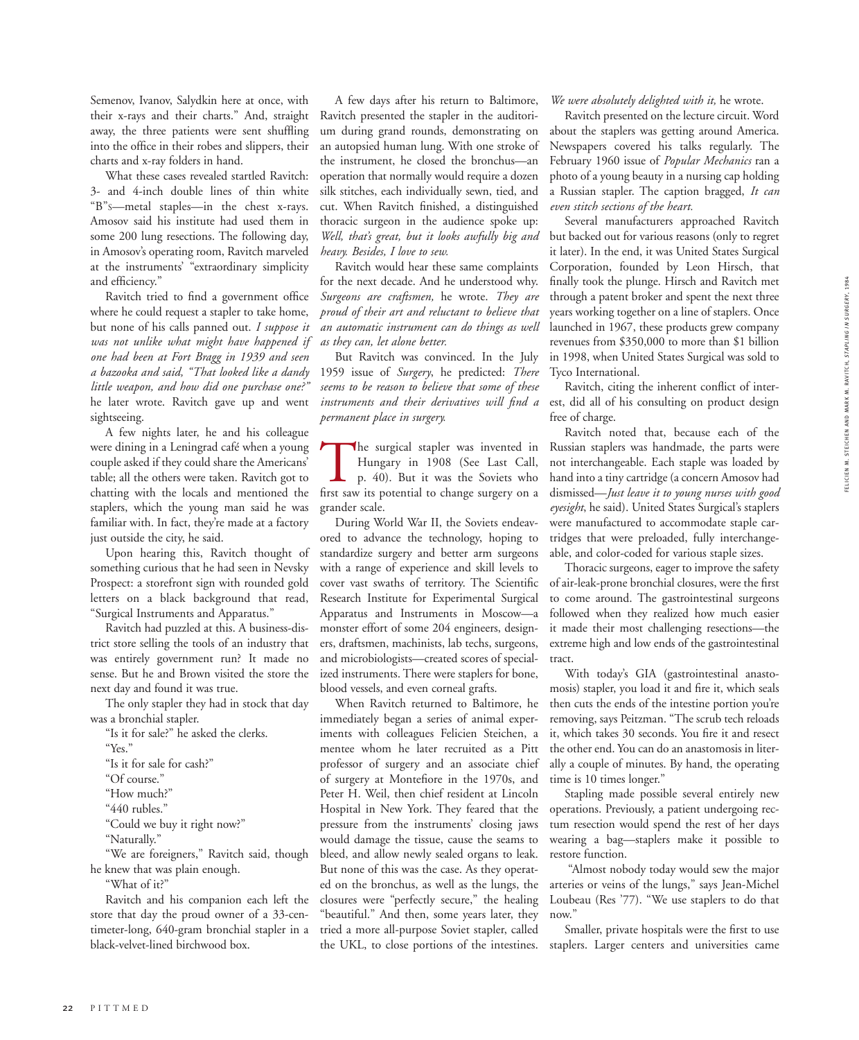Semenov, Ivanov, Salydkin here at once, with their x-rays and their charts." And, straight away, the three patients were sent shuffling into the office in their robes and slippers, their charts and x-ray folders in hand.

What these cases revealed startled Ravitch: 3- and 4-inch double lines of thin white "B"s—metal staples—in the chest x-rays. Amosov said his institute had used them in some 200 lung resections. The following day, in Amosov's operating room, Ravitch marveled at the instruments' "extraordinary simplicity and efficiency."

Ravitch tried to find a government office where he could request a stapler to take home, but none of his calls panned out. *I suppose it was not unlike what might have happened if one had been at Fort Bragg in 1939 and seen a bazooka and said, "That looked like a dandy little weapon, and how did one purchase one?"* he later wrote. Ravitch gave up and went sightseeing.

A few nights later, he and his colleague were dining in a Leningrad café when a young couple asked if they could share the Americans' table; all the others were taken. Ravitch got to chatting with the locals and mentioned the staplers, which the young man said he was familiar with. In fact, they're made at a factory just outside the city, he said.

Upon hearing this, Ravitch thought of something curious that he had seen in Nevsky Prospect: a storefront sign with rounded gold letters on a black background that read, "Surgical Instruments and Apparatus."

Ravitch had puzzled at this. A business-district store selling the tools of an industry that was entirely government run? It made no sense. But he and Brown visited the store the next day and found it was true.

The only stapler they had in stock that day was a bronchial stapler.

"Is it for sale?" he asked the clerks.

"Yes."

"Is it for sale for cash?"

"Of course."

"How much?"

"440 rubles."

"Could we buy it right now?"

"Naturally."

"We are foreigners," Ravitch said, though he knew that was plain enough.

"What of it?"

Ravitch and his companion each left the store that day the proud owner of a 33-centimeter-long, 640-gram bronchial stapler in a black-velvet-lined birchwood box.

A few days after his return to Baltimore, Ravitch presented the stapler in the auditorium during grand rounds, demonstrating on an autopsied human lung. With one stroke of the instrument, he closed the bronchus—an operation that normally would require a dozen silk stitches, each individually sewn, tied, and cut. When Ravitch finished, a distinguished thoracic surgeon in the audience spoke up: *Well, that's great, but it looks awfully big and heavy. Besides, I love to sew.*

Ravitch would hear these same complaints for the next decade. And he understood why. *Surgeons are craftsmen,* he wrote. *They are proud of their art and reluctant to believe that an automatic instrument can do things as well as they can, let alone better.*

But Ravitch was convinced. In the July 1959 issue of *Surgery*, he predicted: *There seems to be reason to believe that some of these instruments and their derivatives will find a permanent place in surgery.*

The surgical stapler was invented in Hungary in 1908 (See Last Call, p. 40). But it was the Soviets who first saw its potential to change surgery on a grander scale.

During World War II, the Soviets endeavored to advance the technology, hoping to standardize surgery and better arm surgeons with a range of experience and skill levels to cover vast swaths of territory. The Scientific Research Institute for Experimental Surgical Apparatus and Instruments in Moscow—a monster effort of some 204 engineers, designers, draftsmen, machinists, lab techs, surgeons, and microbiologists—created scores of specialized instruments. There were staplers for bone, blood vessels, and even corneal grafts.

When Ravitch returned to Baltimore, he immediately began a series of animal experiments with colleagues Felicien Steichen, a mentee whom he later recruited as a Pitt professor of surgery and an associate chief of surgery at Montefiore in the 1970s, and Peter H. Weil, then chief resident at Lincoln Hospital in New York. They feared that the pressure from the instruments' closing jaws would damage the tissue, cause the seams to bleed, and allow newly sealed organs to leak. But none of this was the case. As they operated on the bronchus, as well as the lungs, the closures were "perfectly secure," the healing "beautiful." And then, some years later, they tried a more all-purpose Soviet stapler, called the UKL, to close portions of the intestines. *We were absolutely delighted with it,* he wrote.

Ravitch presented on the lecture circuit. Word about the staplers was getting around America. Newspapers covered his talks regularly. The February 1960 issue of *Popular Mechanics* ran a photo of a young beauty in a nursing cap holding a Russian stapler. The caption bragged, *It can even stitch sections of the heart.*

Several manufacturers approached Ravitch but backed out for various reasons (only to regret it later). In the end, it was United States Surgical Corporation, founded by Leon Hirsch, that finally took the plunge. Hirsch and Ravitch met through a patent broker and spent the next three years working together on a line of staplers. Once launched in 1967, these products grew company revenues from $350,000 to more than $1 billion in 1998, when United States Surgical was sold to Tyco International.

Ravitch, citing the inherent conflict of interest, did all of his consulting on product design free of charge.

Ravitch noted that, because each of the Russian staplers was handmade, the parts were not interchangeable. Each staple was loaded by hand into a tiny cartridge (a concern Amosov had dismissed—*Just leave it to young nurses with good eyesight*, he said). United States Surgical's staplers were manufactured to accommodate staple cartridges that were preloaded, fully interchangeable, and color-coded for various staple sizes.

Thoracic surgeons, eager to improve the safety of air-leak-prone bronchial closures, were the first to come around. The gastrointestinal surgeons followed when they realized how much easier it made their most challenging resections—the extreme high and low ends of the gastrointestinal tract.

With today's GIA (gastrointestinal anastomosis) stapler, you load it and fire it, which seals then cuts the ends of the intestine portion you're removing, says Peitzman. "The scrub tech reloads it, which takes 30 seconds. You fire it and resect the other end. You can do an anastomosis in literally a couple of minutes. By hand, the operating time is 10 times longer."

Stapling made possible several entirely new operations. Previously, a patient undergoing rectum resection would spend the rest of her days wearing a bag—staplers make it possible to restore function.

"Almost nobody today would sew the major arteries or veins of the lungs," says Jean-Michel Loubeau (Res '77). "We use staplers to do that now."

Smaller, private hospitals were the first to use staplers. Larger centers and universities came

FELICIEN M. STEICHEN AND MARK M. RAVITCH, *STAPLING IN SURGERY*, 1984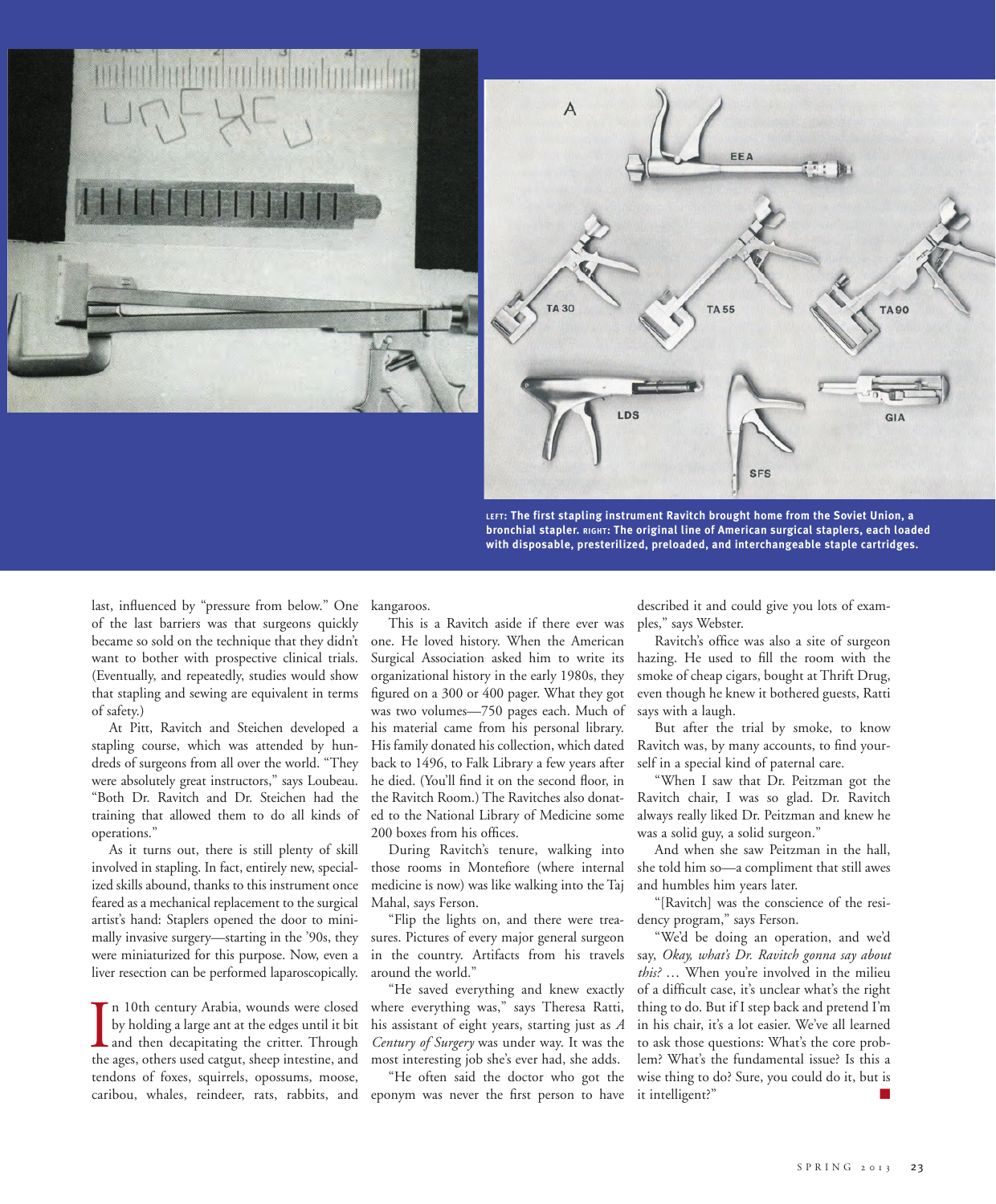**LEFT: The first stapling instrument Ravitch brought home from the Soviet Union, a bronchial stapler. RIGHT: The original line of American surgical staplers, each loaded with disposable, presterilized, preloaded, and interchangeable staple cartridges.**

last, influenced by "pressure from below." One of the last barriers was that surgeons quickly became so sold on the technique that they didn't want to bother with prospective clinical trials. (Eventually, and repeatedly, studies would show that stapling and sewing are equivalent in terms of safety.)

At Pitt, Ravitch and Steichen developed a stapling course, which was attended by hundreds of surgeons from all over the world. "They were absolutely great instructors," says Loubeau. "Both Dr. Ravitch and Dr. Steichen had the training that allowed them to do all kinds of operations."

As it turns out, there is still plenty of skill involved in stapling. In fact, entirely new, specialized skills abound, thanks to this instrument once feared as a mechanical replacement to the surgical artist's hand: Staplers opened the door to minimally invasive surgery—starting in the '90s, they were miniaturized for this purpose. Now, even a liver resection can be performed laparoscopically.

In 10th century Arabia, wounds were closed by holding a large ant at the edges until it bit and then decapitating the critter. Through the ages, others used catgut, sheep intestine, and tendons of foxes, squirrels, opossums, moose, caribou, whales, reindeer, rats, rabbits, and kangaroos.

This is a Ravitch aside if there ever was one. He loved history. When the American Surgical Association asked him to write its organizational history in the early 1980s, they figured on a 300 or 400 pager. What they got was two volumes—750 pages each. Much of his material came from his personal library. His family donated his collection, which dated back to 1496, to Falk Library a few years after he died. (You'll find it on the second floor, in the Ravitch Room.) The Ravitches also donated to the National Library of Medicine some 200 boxes from his offices.

During Ravitch's tenure, walking into those rooms in Montefiore (where internal medicine is now) was like walking into the Taj Mahal, says Ferson.

"Flip the lights on, and there were treasures. Pictures of every major general surgeon in the country. Artifacts from his travels around the world."

"He saved everything and knew exactly where everything was," says Theresa Ratti, his assistant of eight years, starting just as *A Century of Surgery* was under way. It was the most interesting job she's ever had, she adds.

"He often said the doctor who got the eponym was never the first person to have described it and could give you lots of examples," says Webster.

Ravitch's office was also a site of surgeon hazing. He used to fill the room with the smoke of cheap cigars, bought at Thrift Drug, even though he knew it bothered guests, Ratti says with a laugh.

But after the trial by smoke, to know Ravitch was, by many accounts, to find yourself in a special kind of paternal care.

"When I saw that Dr. Peitzman got the Ravitch chair, I was so glad. Dr. Ravitch always really liked Dr. Peitzman and knew he was a solid guy, a solid surgeon."

And when she saw Peitzman in the hall, she told him so—a compliment that still awes and humbles him years later.

"[Ravitch] was the conscience of the residency program," says Ferson.

"We'd be doing an operation, and we'd say, *Okay, what's Dr. Ravitch gonna say about this?* … When you're involved in the milieu of a difficult case, it's unclear what's the right thing to do. But if I step back and pretend I'm in his chair, it's a lot easier. We've all learned to ask those questions: What's the core problem? What's the fundamental issue? Is this a wise thing to do? Sure, you could do it, but is it intelligent?" ■